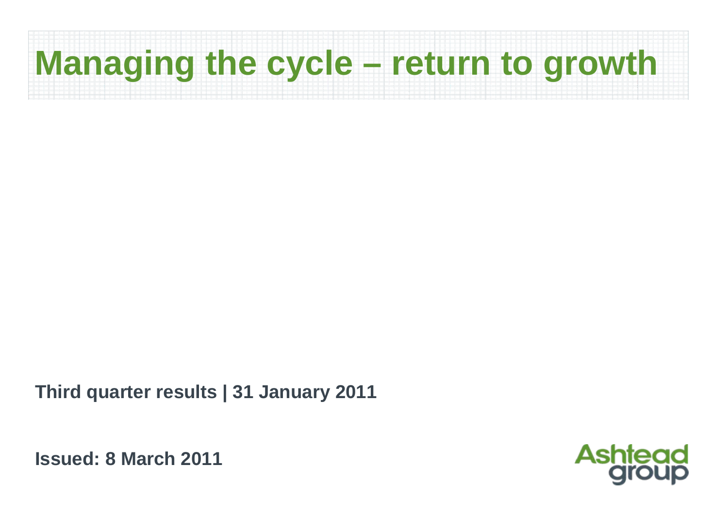# Managing the cycle – return to growth

**Third quarter results | 31 January 2011**

**Issued: 8 March 2011**

Ashtead group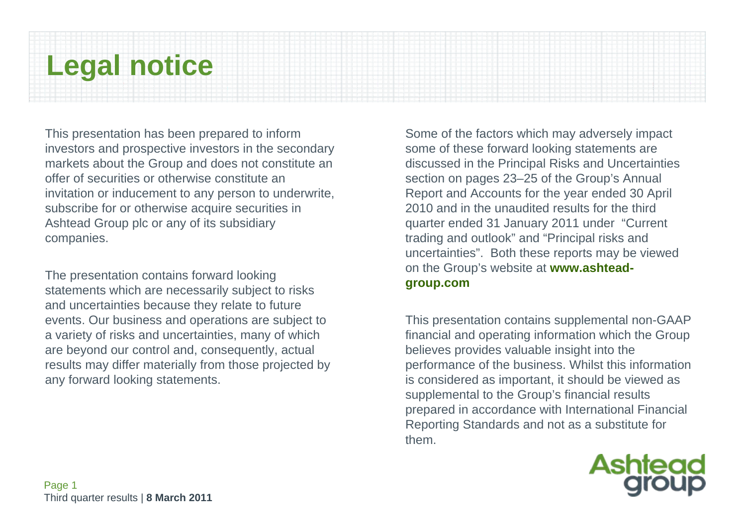# Legal notice

This presentation has been prepared to inform investors and prospective investors in the secondary markets about the Group and does not constitute an offer of securities or otherwise constitute an invitation or inducement to any person to underwrite, subscribe for or otherwise acquire securities in Ashtead Group plc or any of its subsidiary companies.

The presentation contains forward looking statements which are necessarily subject to risks and uncertainties because they relate to future events. Our business and operations are subject to a variety of risks and uncertainties, many of which are beyond our control and, consequently, actual results may differ materially from those projected by any forward looking statements.

Some of the factors which may adversely impact some of these forward looking statements are discussed in the Principal Risks and Uncertainties section on pages 23–25 of the Group's Annual Report and Accounts for the year ended 30 April 2010 and in the unaudited results for the third quarter ended 31 January 2011 under "Current trading and outlook" and "Principal risks and uncertainties". Both these reports may be viewed on the Group's website at **www.ashtead-group.com**

This presentation contains supplemental non-GAAP financial and operating information which the Group believes provides valuable insight into the performance of the business. Whilst this information is considered as important, it should be viewed as supplemental to the Group's financial results prepared in accordance with International Financial Reporting Standards and not as a substitute for them.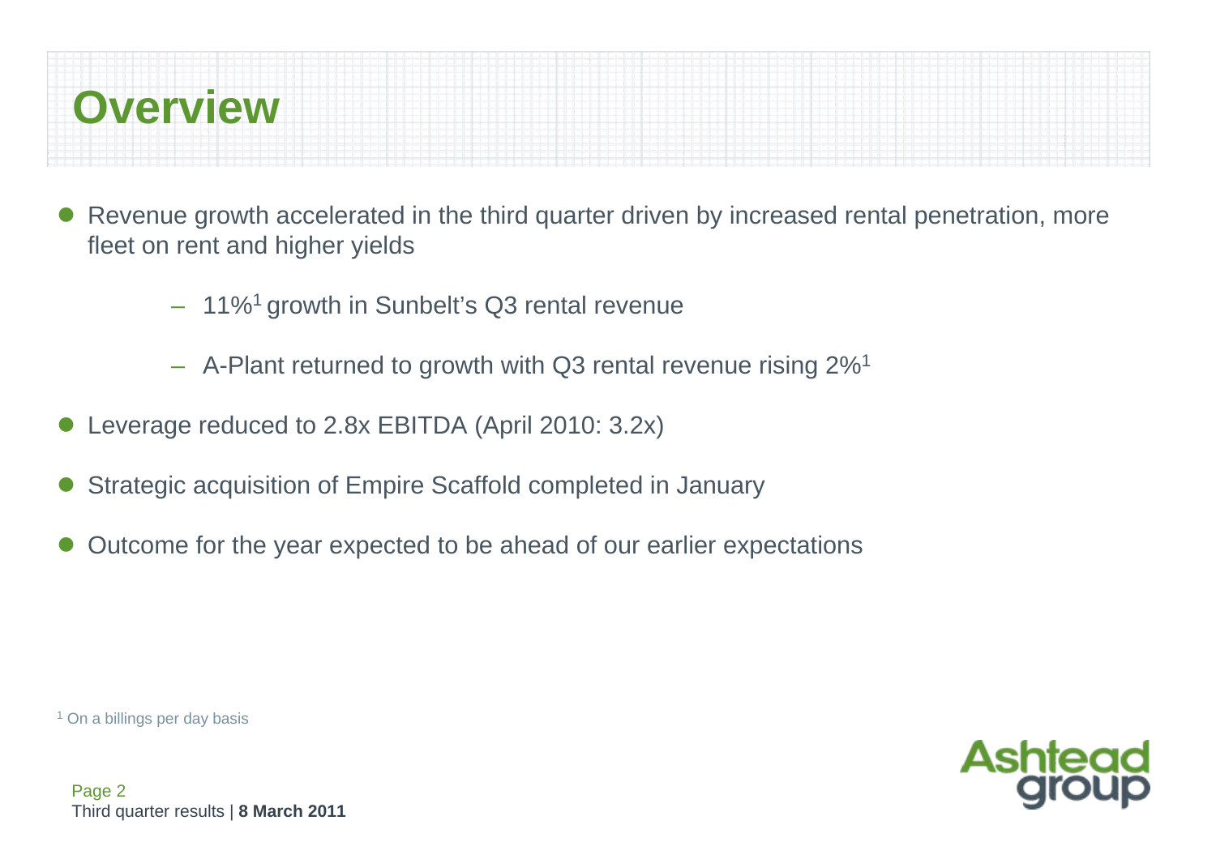# Overview

- Revenue growth accelerated in the third quarter driven by increased rental penetration, more fleet on rent and higher yields
  - 11%[1] growth in Sunbelt's Q3 rental revenue
  - A-Plant returned to growth with Q3 rental revenue rising 2%[1]
- Leverage reduced to 2.8x EBITDA (April 2010: 3.2x)
- Strategic acquisition of Empire Scaffold completed in January
- Outcome for the year expected to be ahead of our earlier expectations

[1] On a billings per day basis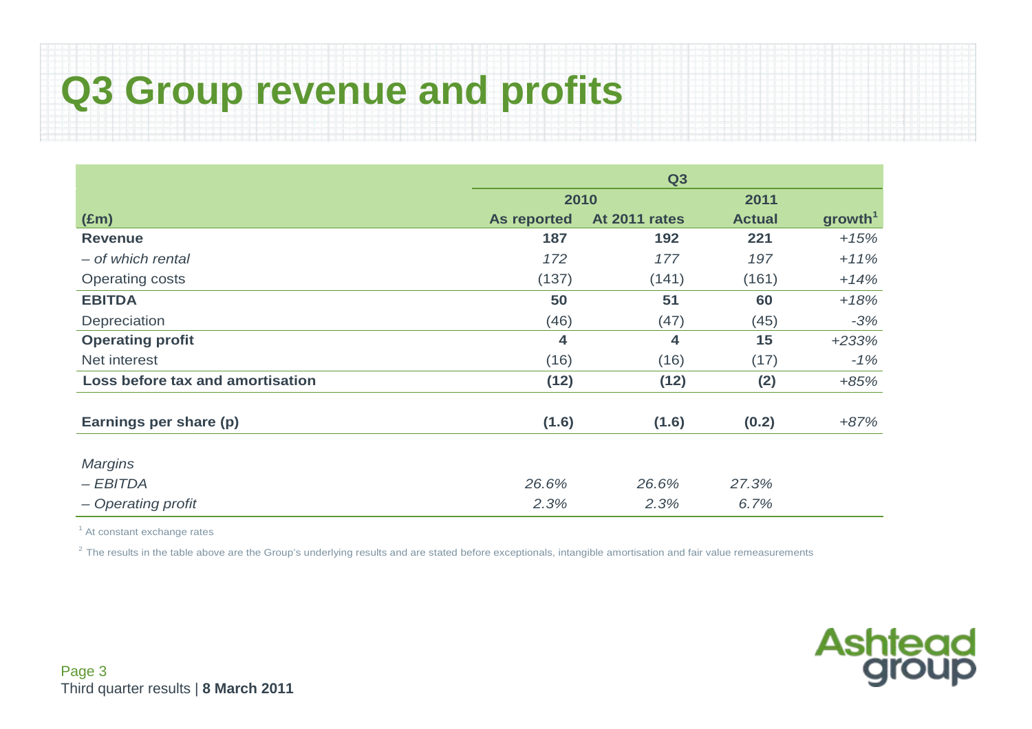# Q3 Group revenue and profits

| | Q3 | | | |
|---|---|---|---|---|
| | 2010 | | 2011 | |
| (£m) | As reported | At 2011 rates | Actual | growth[1] |
| **Revenue** | **187** | **192** | **221** | *+15%* |
| *– of which rental* | *172* | *177* | *197* | *+11%* |
| Operating costs | (137) | (141) | (161) | *+14%* |
| **EBITDA** | **50** | **51** | **60** | *+18%* |
| Depreciation | (46) | (47) | (45) | *-3%* |
| **Operating profit** | **4** | **4** | **15** | *+233%* |
| Net interest | (16) | (16) | (17) | *-1%* |
| **Loss before tax and amortisation** | **(12)** | **(12)** | **(2)** | *+85%* |
| **Earnings per share (p)** | **(1.6)** | **(1.6)** | **(0.2)** | *+87%* |
| *Margins* | | | | |
| *– EBITDA* | *26.6%* | *26.6%* | *27.3%* | |
| *– Operating profit* | *2.3%* | *2.3%* | *6.7%* | |

[1] At constant exchange rates

[2] The results in the table above are the Group's underlying results and are stated before exceptionals, intangible amortisation and fair value remeasurements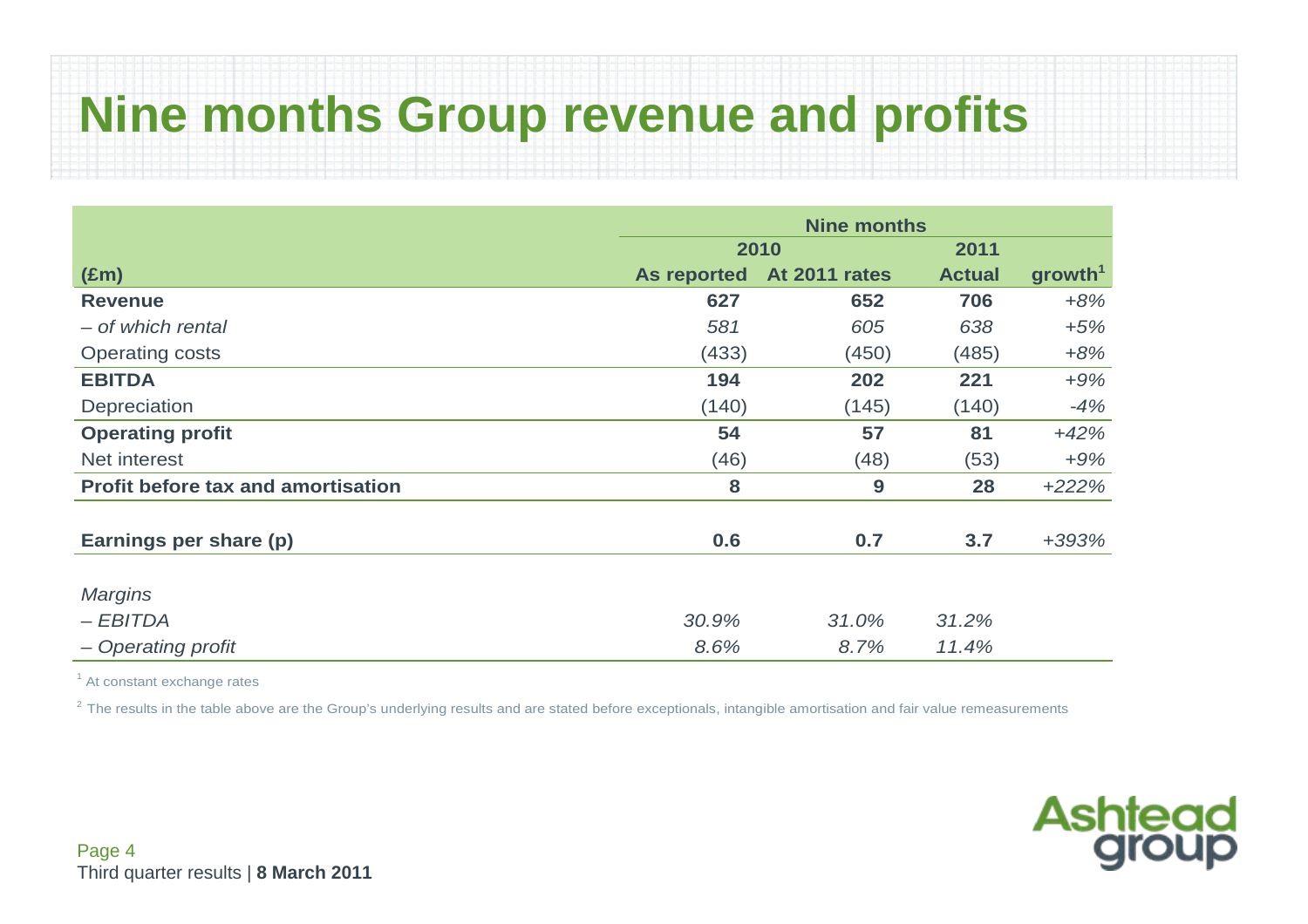# Nine months Group revenue and profits

| (£m) | Nine months 2010 As reported | 2010 At 2011 rates | 2011 Actual | growth[1] |
|---|---|---|---|---|
| **Revenue** | **627** | **652** | **706** | *+8%* |
| *– of which rental* | *581* | *605* | *638* | *+5%* |
| Operating costs | (433) | (450) | (485) | *+8%* |
| **EBITDA** | **194** | **202** | **221** | *+9%* |
| Depreciation | (140) | (145) | (140) | *-4%* |
| **Operating profit** | **54** | **57** | **81** | *+42%* |
| Net interest | (46) | (48) | (53) | *+9%* |
| **Profit before tax and amortisation** | **8** | **9** | **28** | *+222%* |
| | | | | |
| **Earnings per share (p)** | **0.6** | **0.7** | **3.7** | *+393%* |
| | | | | |
| *Margins* | | | | |
| *– EBITDA* | *30.9%* | *31.0%* | *31.2%* | |
| *– Operating profit* | *8.6%* | *8.7%* | *11.4%* | |

[1] At constant exchange rates

[2] The results in the table above are the Group's underlying results and are stated before exceptionals, intangible amortisation and fair value remeasurements

Third quarter results | **8 March 2011**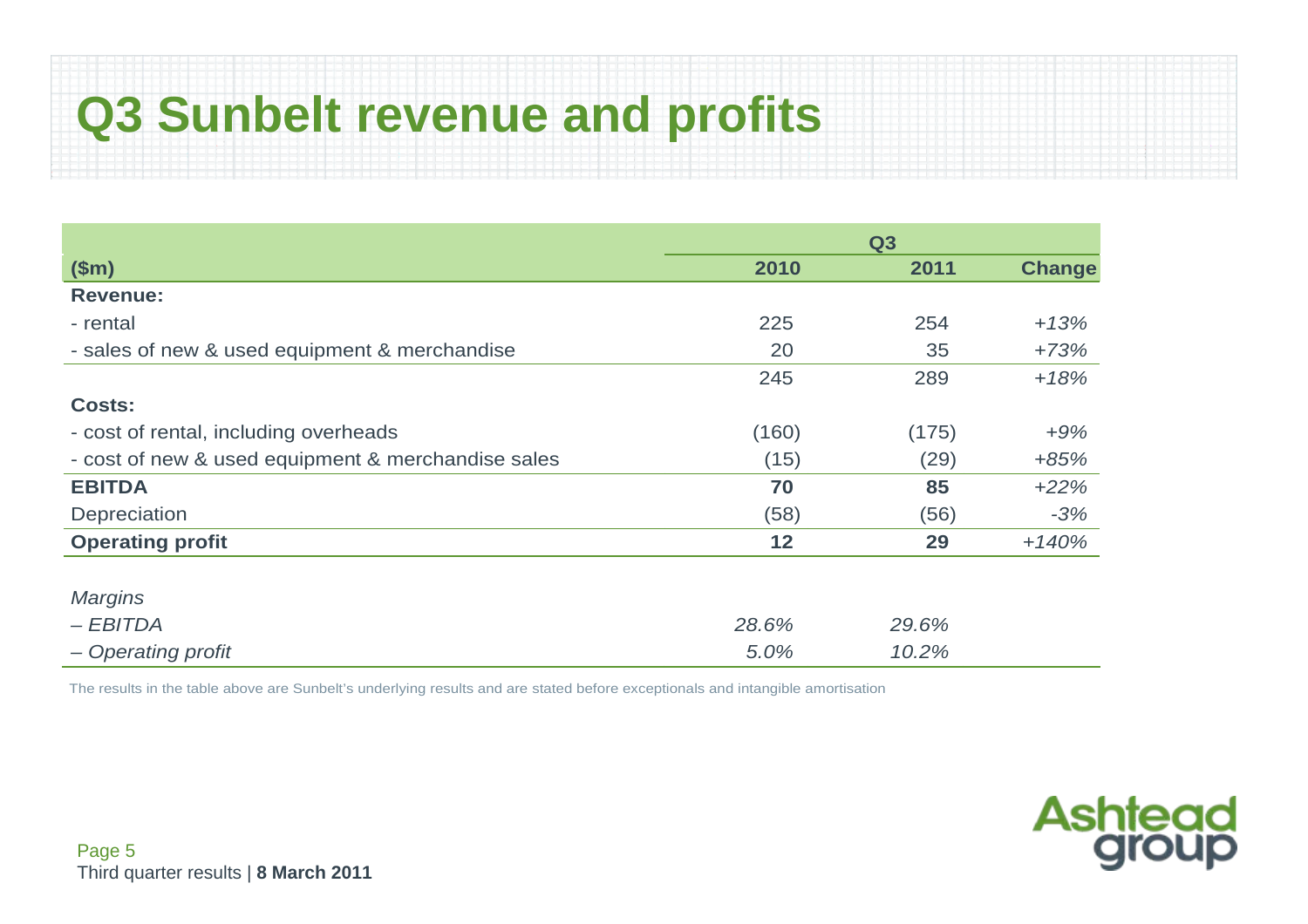# Q3 Sunbelt revenue and profits

| ($m) | Q3 2010 | Q3 2011 | Change |
|---|---|---|---|
| **Revenue:** | | | |
| - rental | 225 | 254 | *+13%* |
| - sales of new & used equipment & merchandise | 20 | 35 | *+73%* |
| | 245 | 289 | *+18%* |
| **Costs:** | | | |
| - cost of rental, including overheads | (160) | (175) | *+9%* |
| - cost of new & used equipment & merchandise sales | (15) | (29) | *+85%* |
| **EBITDA** | **70** | **85** | *+22%* |
| Depreciation | (58) | (56) | *-3%* |
| **Operating profit** | **12** | **29** | *+140%* |
| | | | |
| *Margins* | | | |
| *– EBITDA* | *28.6%* | *29.6%* | |
| *– Operating profit* | *5.0%* | *10.2%* | |

The results in the table above are Sunbelt's underlying results and are stated before exceptionals and intangible amortisation

Third quarter results | **8 March 2011**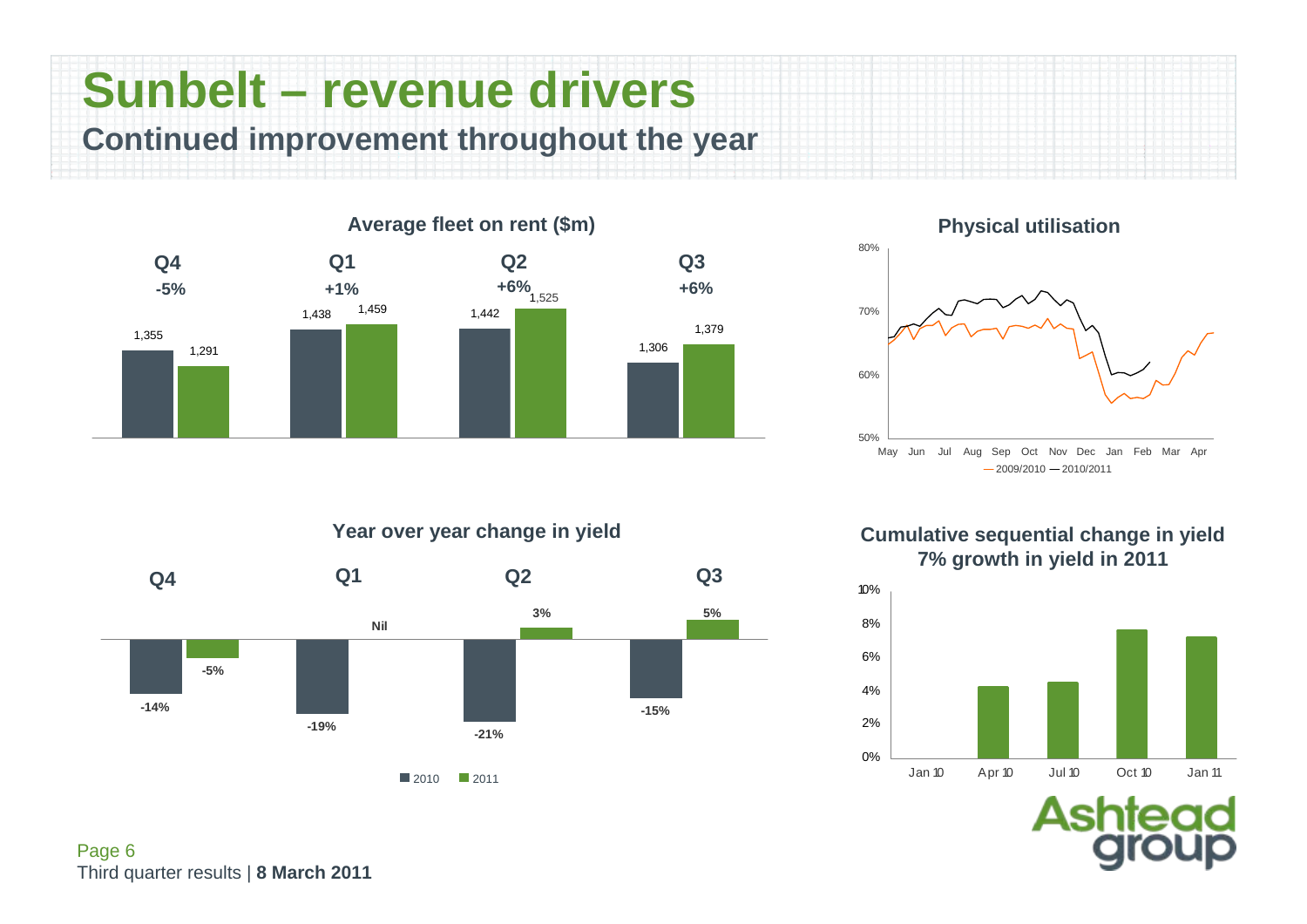# Sunbelt – revenue drivers

## Continued improvement throughout the year

### Average fleet on rent ($m)

| | Q4 | Q1 | Q2 | Q3 |
|---|---|---|---|---|
| Change | -5% | +1% | +6% | +6% |
| 2010 | 1,355 | 1,438 | 1,442 | 1,306 |
| 2011 | 1,291 | 1,459 | 1,525 | 1,379 |

### Physical utilisation

80%, 70%, 60%, 50%

May Jun Jul Aug Sep Oct Nov Dec Jan Feb Mar Apr

2009/2010 — 2010/2011

### Year over year change in yield

| | Q4 | Q1 | Q2 | Q3 |
|---|---|---|---|---|
| 2010 | -14% | -19% | -21% | -15% |
| 2011 | -5% | Nil | 3% | 5% |

### Cumulative sequential change in yield
### 7% growth in yield in 2011

10%, 8%, 6%, 4%, 2%, 0%

Jan 10, Apr 10, Jul 10, Oct 10, Jan 11

Third quarter results | **8 March 2011**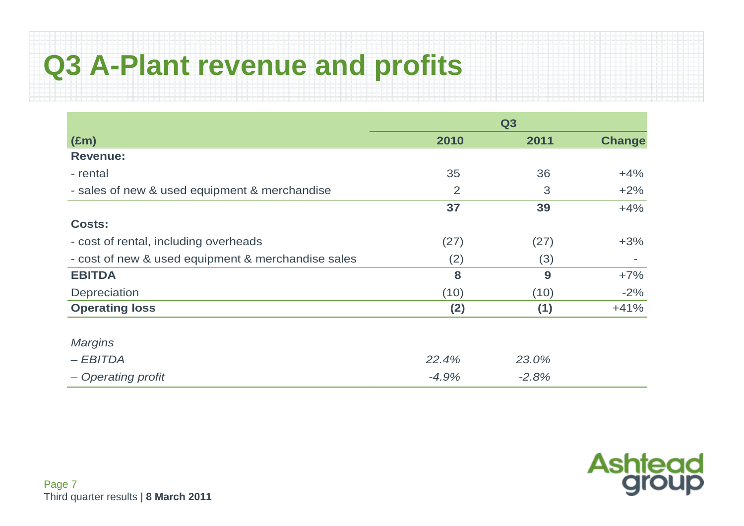# Q3 A-Plant revenue and profits

| | Q3 | | |
|---|---|---|---|
| **(£m)** | **2010** | **2011** | **Change** |
| **Revenue:** | | | |
| - rental | 35 | 36 | +4% |
| - sales of new & used equipment & merchandise | 2 | 3 | +2% |
| | **37** | **39** | +4% |
| **Costs:** | | | |
| - cost of rental, including overheads | (27) | (27) | +3% |
| - cost of new & used equipment & merchandise sales | (2) | (3) | - |
| **EBITDA** | **8** | **9** | +7% |
| Depreciation | (10) | (10) | -2% |
| **Operating loss** | **(2)** | **(1)** | +41% |
| | | | |
| *Margins* | | | |
| *– EBITDA* | *22.4%* | *23.0%* | |
| *– Operating profit* | *-4.9%* | *-2.8%* | |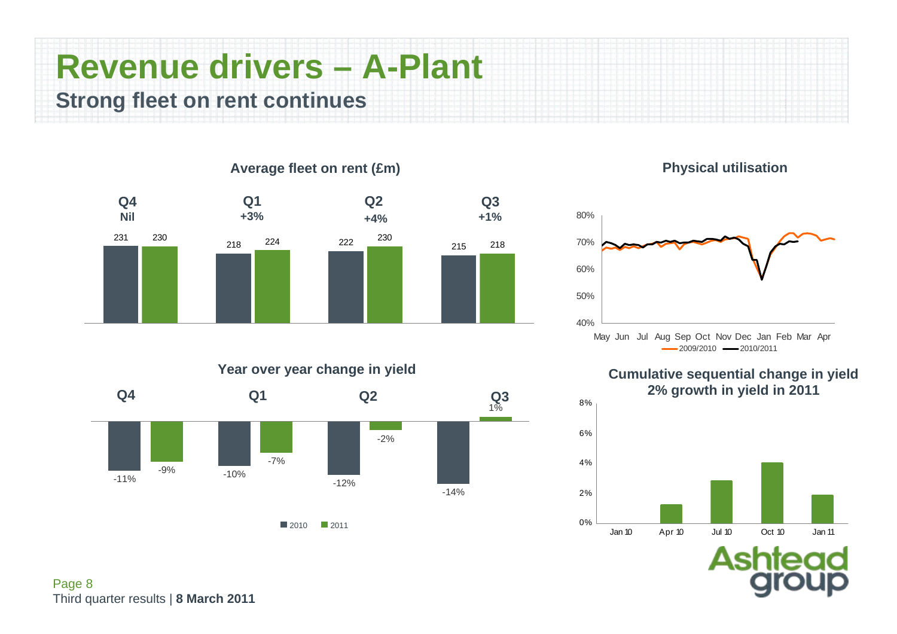# Revenue drivers – A-Plant

## Strong fleet on rent continues

### Average fleet on rent (£m)

| | Q4 | Q1 | Q2 | Q3 |
|---|---|---|---|---|
| Change | Nil | +3% | +4% | +1% |
| 2010 | 231 | 218 | 222 | 215 |
| 2011 | 230 | 224 | 230 | 218 |

### Physical utilisation

2009/2010 — 2010/2011

### Year over year change in yield

| | Q4 | Q1 | Q2 | Q3 |
|---|---|---|---|---|
| 2010 | -11% | -10% | -12% | -14% |
| 2011 | -9% | -7% | -2% | 1% |

### Cumulative sequential change in yield

**2% growth in yield in 2011**

Third quarter results | **8 March 2011**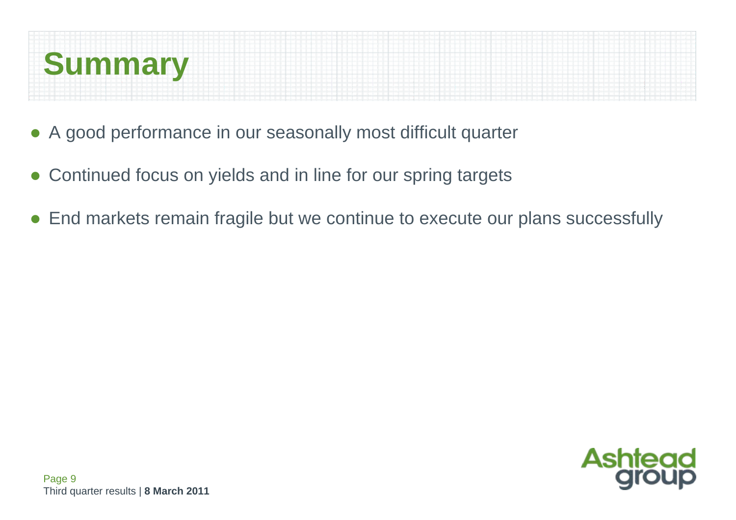# Summary

- A good performance in our seasonally most difficult quarter
- Continued focus on yields and in line for our spring targets
- End markets remain fragile but we continue to execute our plans successfully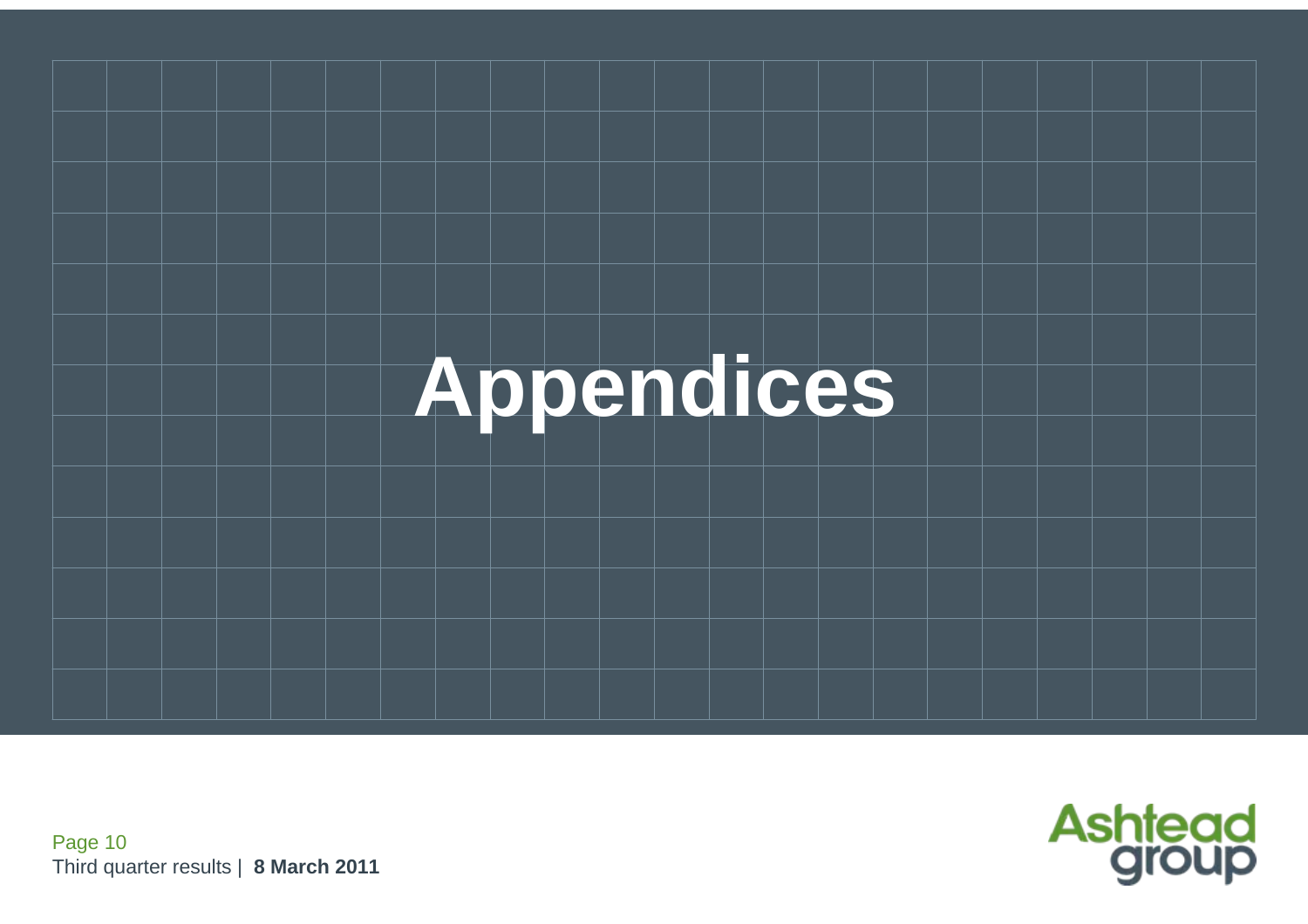# Appendices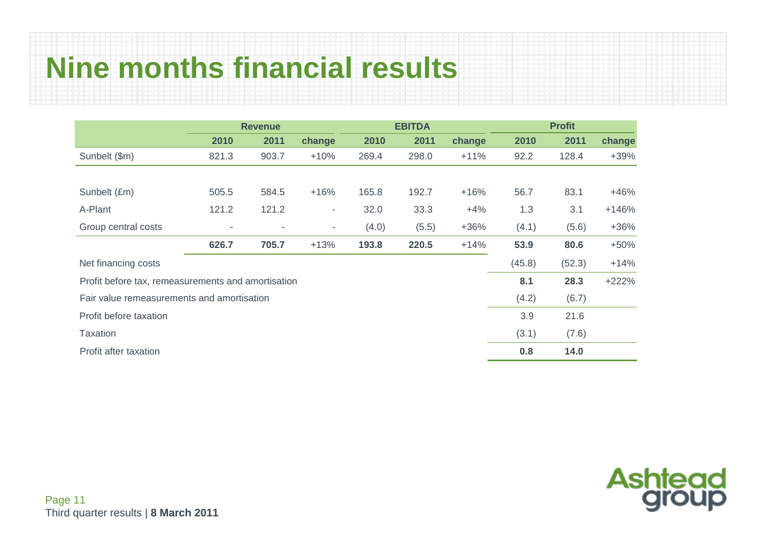# Nine months financial results

| | Revenue | | | EBITDA | | | Profit | | |
|---|---|---|---|---|---|---|---|---|---|
| | 2010 | 2011 | change | 2010 | 2011 | change | 2010 | 2011 | change |
| Sunbelt ($m) | 821.3 | 903.7 | +10% | 269.4 | 298.0 | +11% | 92.2 | 128.4 | +39% |
| | | | | | | | | | |
| Sunbelt (£m) | 505.5 | 584.5 | +16% | 165.8 | 192.7 | +16% | 56.7 | 83.1 | +46% |
| A-Plant | 121.2 | 121.2 | - | 32.0 | 33.3 | +4% | 1.3 | 3.1 | +146% |
| Group central costs | - | - | - | (4.0) | (5.5) | +36% | (4.1) | (5.6) | +36% |
| | **626.7** | **705.7** | +13% | **193.8** | **220.5** | +14% | **53.9** | **80.6** | +50% |
| Net financing costs | | | | | | | (45.8) | (52.3) | +14% |
| Profit before tax, remeasurements and amortisation | | | | | | | **8.1** | **28.3** | +222% |
| Fair value remeasurements and amortisation | | | | | | | (4.2) | (6.7) | |
| Profit before taxation | | | | | | | 3.9 | 21.6 | |
| Taxation | | | | | | | (3.1) | (7.6) | |
| Profit after taxation | | | | | | | **0.8** | **14.0** | |

Third quarter results | **8 March 2011**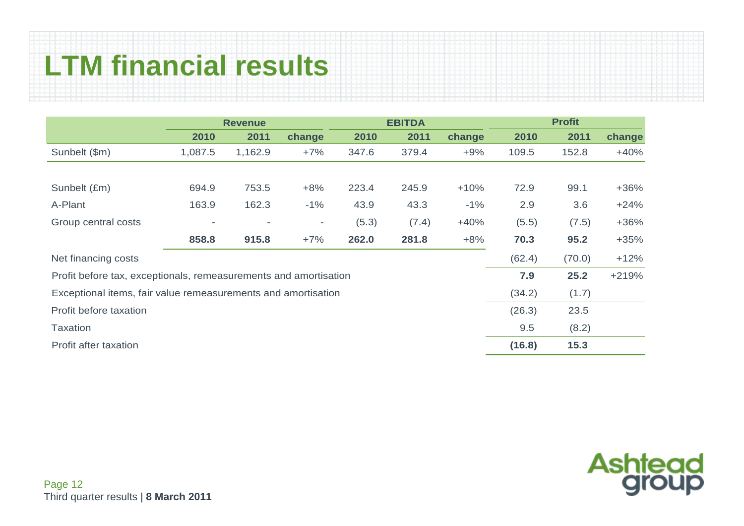# LTM financial results

| | Revenue | | | EBITDA | | | Profit | | |
|---|---|---|---|---|---|---|---|---|---|
| | **2010** | **2011** | **change** | **2010** | **2011** | **change** | **2010** | **2011** | **change** |
| Sunbelt ($m) | 1,087.5 | 1,162.9 | +7% | 347.6 | 379.4 | +9% | 109.5 | 152.8 | +40% |
| | | | | | | | | | |
| Sunbelt (£m) | 694.9 | 753.5 | +8% | 223.4 | 245.9 | +10% | 72.9 | 99.1 | +36% |
| A-Plant | 163.9 | 162.3 | -1% | 43.9 | 43.3 | -1% | 2.9 | 3.6 | +24% |
| Group central costs | - | - | - | (5.3) | (7.4) | +40% | (5.5) | (7.5) | +36% |
| | **858.8** | **915.8** | +7% | **262.0** | **281.8** | +8% | **70.3** | **95.2** | +35% |
| Net financing costs | | | | | | | (62.4) | (70.0) | +12% |
| Profit before tax, exceptionals, remeasurements and amortisation | | | | | | | **7.9** | **25.2** | +219% |
| Exceptional items, fair value remeasurements and amortisation | | | | | | | (34.2) | (1.7) | |
| Profit before taxation | | | | | | | (26.3) | 23.5 | |
| Taxation | | | | | | | 9.5 | (8.2) | |
| Profit after taxation | | | | | | | **(16.8)** | **15.3** | |

Ashtead group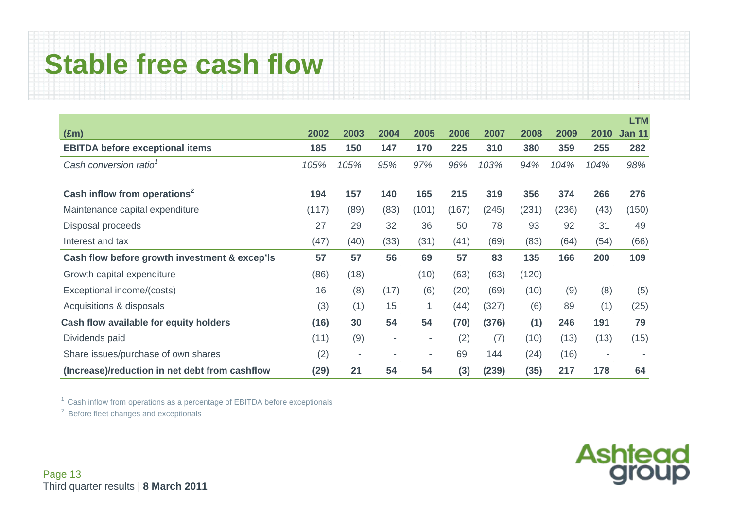# Stable free cash flow

| (£m) | 2002 | 2003 | 2004 | 2005 | 2006 | 2007 | 2008 | 2009 | 2010 | LTM Jan 11 |
|---|---|---|---|---|---|---|---|---|---|---|
| **EBITDA before exceptional items** | **185** | **150** | **147** | **170** | **225** | **310** | **380** | **359** | **255** | **282** |
| *Cash conversion ratio[1]* | *105%* | *105%* | *95%* | *97%* | *96%* | *103%* | *94%* | *104%* | *104%* | *98%* |
| **Cash inflow from operations[2]** | **194** | **157** | **140** | **165** | **215** | **319** | **356** | **374** | **266** | **276** |
| Maintenance capital expenditure | (117) | (89) | (83) | (101) | (167) | (245) | (231) | (236) | (43) | (150) |
| Disposal proceeds | 27 | 29 | 32 | 36 | 50 | 78 | 93 | 92 | 31 | 49 |
| Interest and tax | (47) | (40) | (33) | (31) | (41) | (69) | (83) | (64) | (54) | (66) |
| **Cash flow before growth investment & excep'ls** | **57** | **57** | **56** | **69** | **57** | **83** | **135** | **166** | **200** | **109** |
| Growth capital expenditure | (86) | (18) | - | (10) | (63) | (63) | (120) | - | - | - |
| Exceptional income/(costs) | 16 | (8) | (17) | (6) | (20) | (69) | (10) | (9) | (8) | (5) |
| Acquisitions & disposals | (3) | (1) | 15 | 1 | (44) | (327) | (6) | 89 | (1) | (25) |
| **Cash flow available for equity holders** | **(16)** | **30** | **54** | **54** | **(70)** | **(376)** | **(1)** | **246** | **191** | **79** |
| Dividends paid | (11) | (9) | - | - | (2) | (7) | (10) | (13) | (13) | (15) |
| Share issues/purchase of own shares | (2) | - | - | - | 69 | 144 | (24) | (16) | - | - |
| **(Increase)/reduction in net debt from cashflow** | **(29)** | **21** | **54** | **54** | **(3)** | **(239)** | **(35)** | **217** | **178** | **64** |

[1] Cash inflow from operations as a percentage of EBITDA before exceptionals

[2] Before fleet changes and exceptionals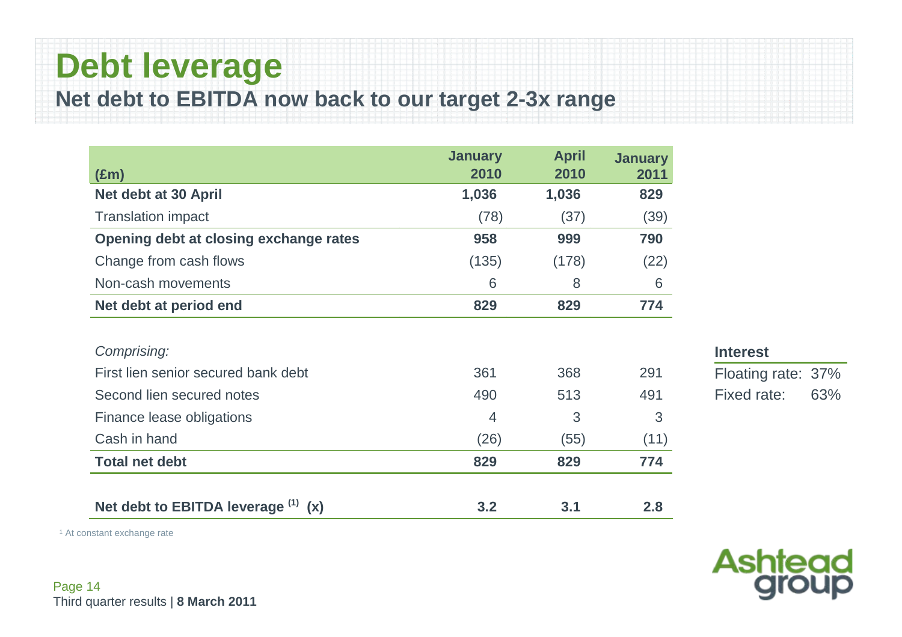# Debt leverage

## Net debt to EBITDA now back to our target 2-3x range

| (£m) | January 2010 | April 2010 | January 2011 |
|---|---|---|---|
| **Net debt at 30 April** | **1,036** | **1,036** | **829** |
| Translation impact | (78) | (37) | (39) |
| **Opening debt at closing exchange rates** | **958** | **999** | **790** |
| Change from cash flows | (135) | (178) | (22) |
| Non-cash movements | 6 | 8 | 6 |
| **Net debt at period end** | **829** | **829** | **774** |
| *Comprising:* | | | |
| First lien senior secured bank debt | 361 | 368 | 291 |
| Second lien secured notes | 490 | 513 | 491 |
| Finance lease obligations | 4 | 3 | 3 |
| Cash in hand | (26) | (55) | (11) |
| **Total net debt** | **829** | **829** | **774** |
| **Net debt to EBITDA leverage [1] (x)** | **3.2** | **3.1** | **2.8** |

[1] At constant exchange rate

**Interest**

| | |
|---|---|
| Floating rate: | 37% |
| Fixed rate: | 63% |

Third quarter results | **8 March 2011**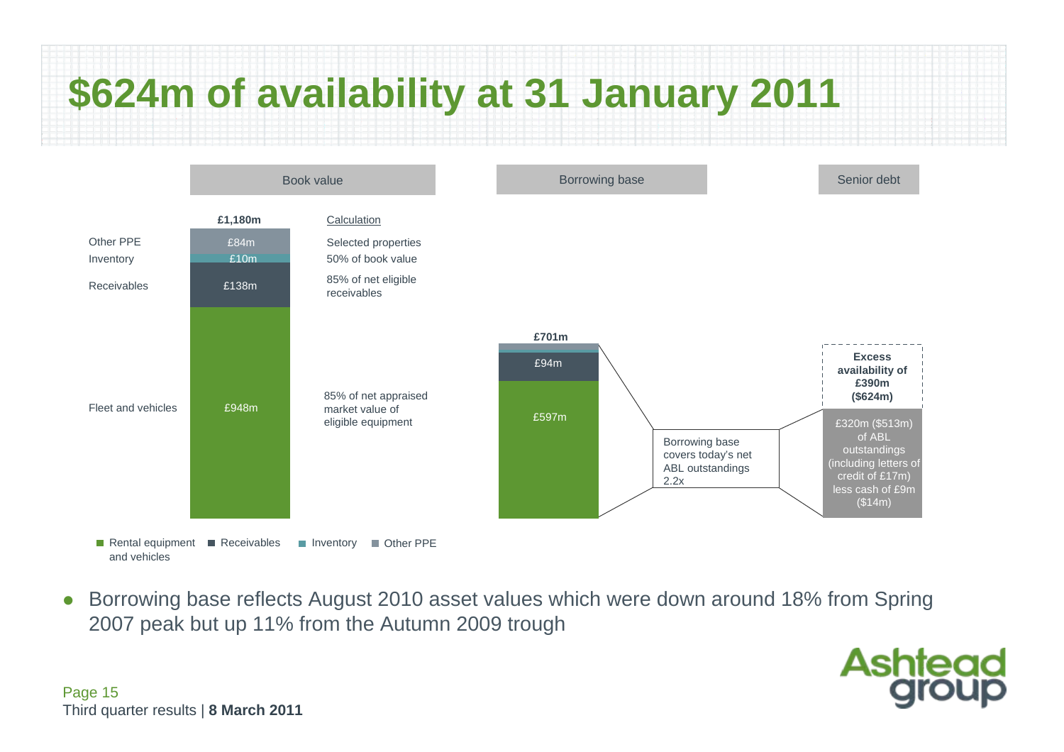# $624m of availability at 31 January 2011

Book value

£1,180m

Other PPE £84m

Inventory £10m

Receivables £138m

Fleet and vehicles £948m

Calculation

Selected properties

50% of book value

85% of net eligible receivables

85% of net appraised market value of eligible equipment

Borrowing base

£701m

£94m

£597m

Borrowing base covers today's net ABL outstandings 2.2x

Senior debt

Excess availability of £390m ($624m)

£320m ($513m) of ABL outstandings (including letters of credit of £17m) less cash of £9m ($14m)

Rental equipment and vehicles | Receivables | Inventory | Other PPE

- Borrowing base reflects August 2010 asset values which were down around 18% from Spring 2007 peak but up 11% from the Autumn 2009 trough

Page 15

Third quarter results | **8 March 2011**